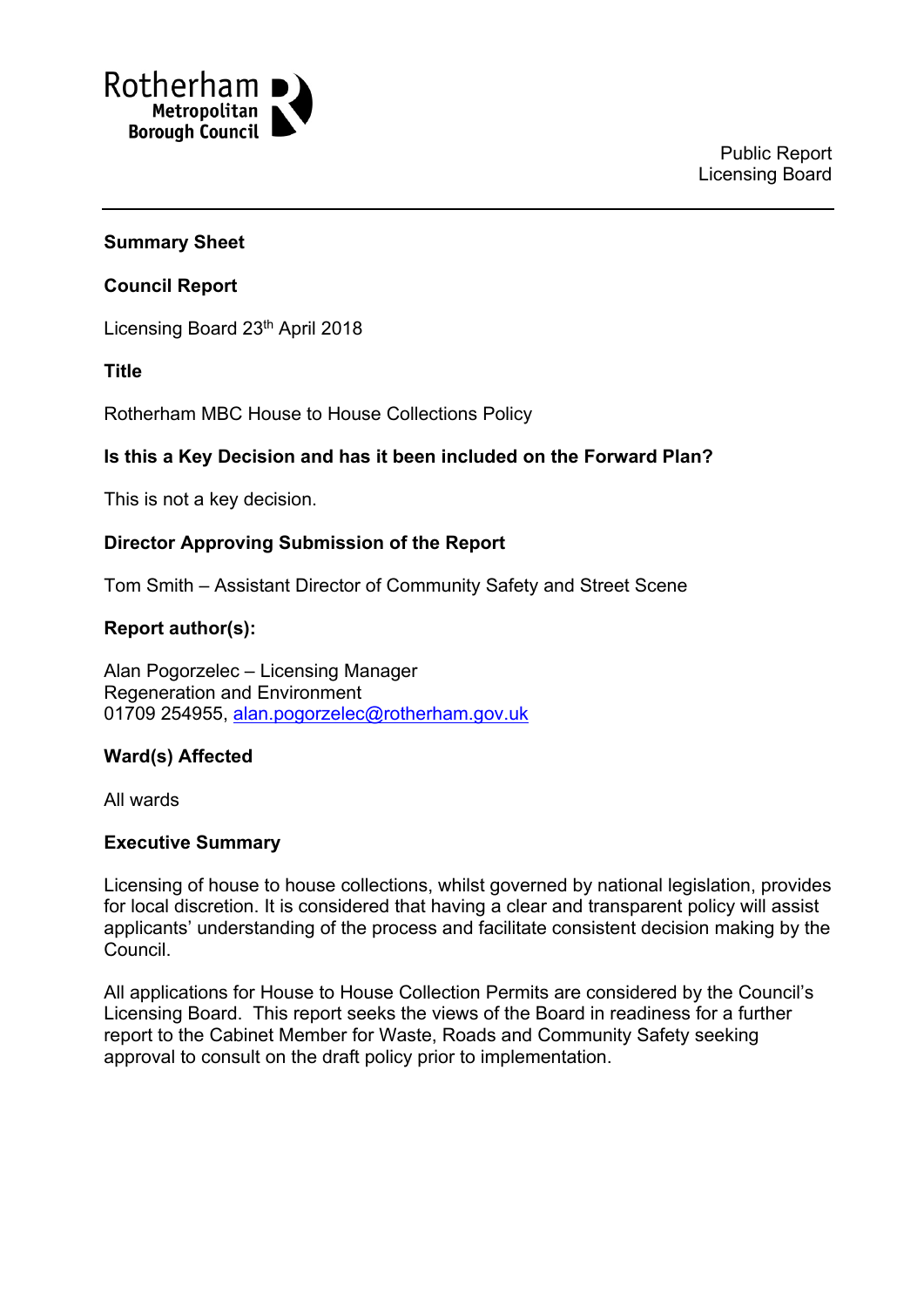Rotherham Metropolitan Borough Council

Public Report
Licensing Board

**Summary Sheet**

**Council Report**

Licensing Board 23th April 2018

**Title**

Rotherham MBC House to House Collections Policy

**Is this a Key Decision and has it been included on the Forward Plan?**

This is not a key decision.

**Director Approving Submission of the Report**

Tom Smith – Assistant Director of Community Safety and Street Scene

**Report author(s):**

Alan Pogorzelec – Licensing Manager
Regeneration and Environment
01709 254955, alan.pogorzelec@rotherham.gov.uk

**Ward(s) Affected**

All wards

**Executive Summary**

Licensing of house to house collections, whilst governed by national legislation, provides for local discretion. It is considered that having a clear and transparent policy will assist applicants' understanding of the process and facilitate consistent decision making by the Council.

All applications for House to House Collection Permits are considered by the Council's Licensing Board. This report seeks the views of the Board in readiness for a further report to the Cabinet Member for Waste, Roads and Community Safety seeking approval to consult on the draft policy prior to implementation.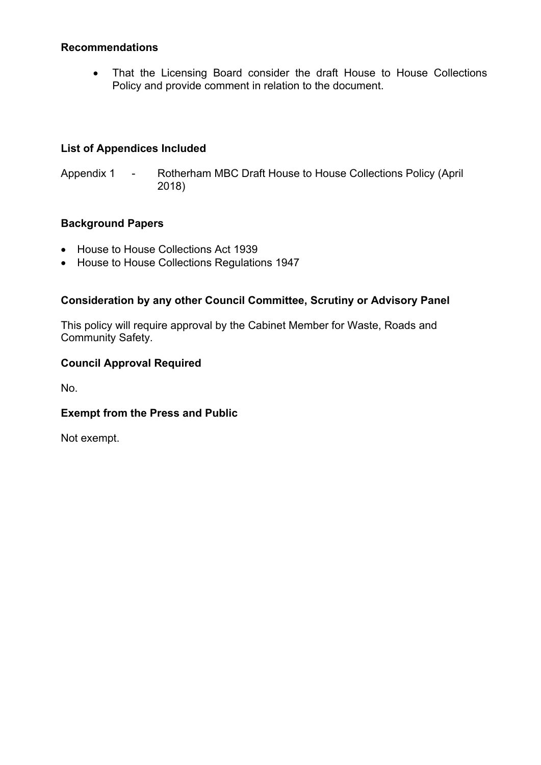**Recommendations**

- That the Licensing Board consider the draft House to House Collections Policy and provide comment in relation to the document.

**List of Appendices Included**

Appendix 1 - Rotherham MBC Draft House to House Collections Policy (April 2018)

**Background Papers**

- House to House Collections Act 1939
- House to House Collections Regulations 1947

**Consideration by any other Council Committee, Scrutiny or Advisory Panel**

This policy will require approval by the Cabinet Member for Waste, Roads and Community Safety.

**Council Approval Required**

No.

**Exempt from the Press and Public**

Not exempt.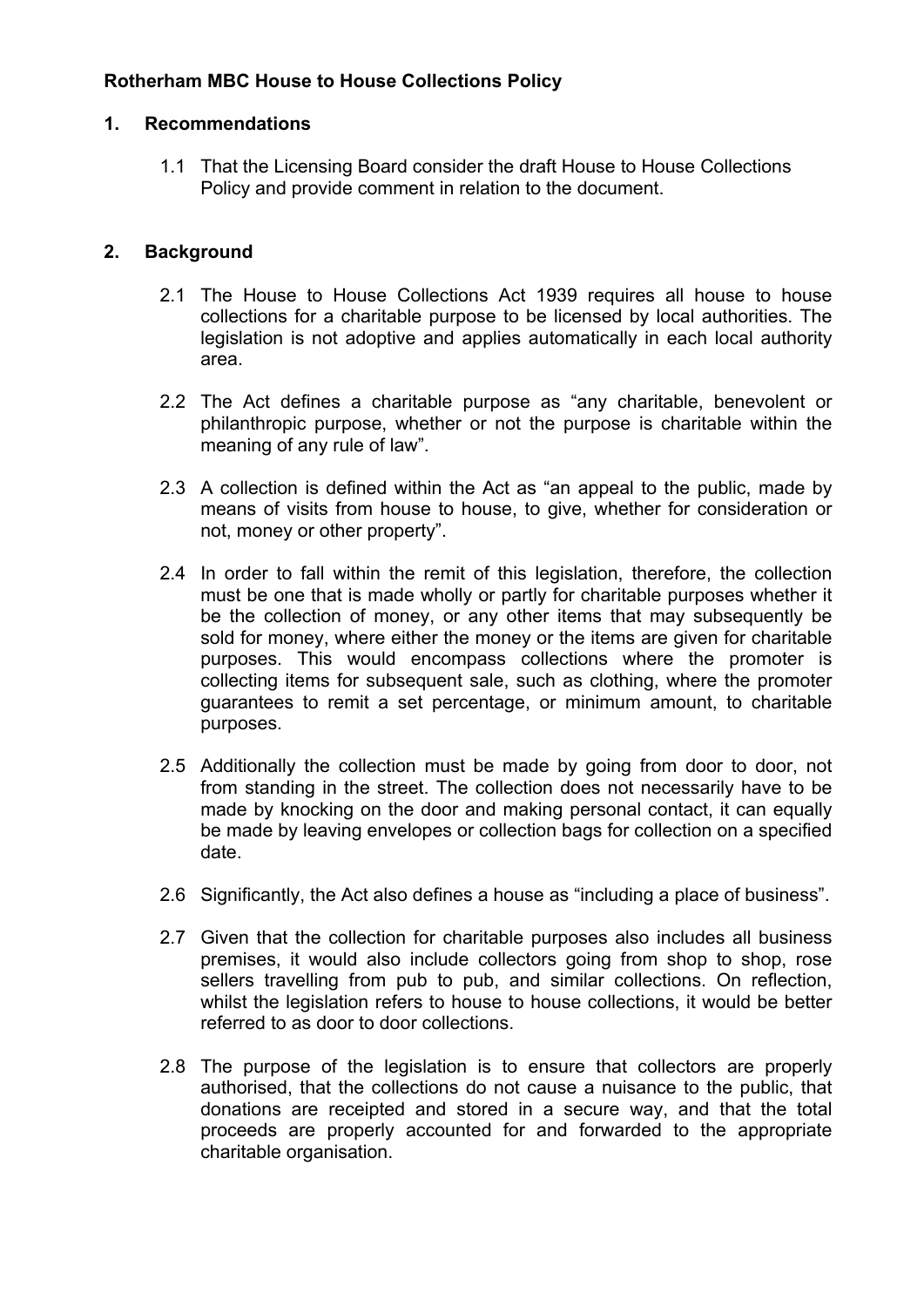**Rotherham MBC House to House Collections Policy**

## 1. Recommendations

1.1 That the Licensing Board consider the draft House to House Collections Policy and provide comment in relation to the document.

## 2. Background

2.1 The House to House Collections Act 1939 requires all house to house collections for a charitable purpose to be licensed by local authorities. The legislation is not adoptive and applies automatically in each local authority area.

2.2 The Act defines a charitable purpose as "any charitable, benevolent or philanthropic purpose, whether or not the purpose is charitable within the meaning of any rule of law".

2.3 A collection is defined within the Act as "an appeal to the public, made by means of visits from house to house, to give, whether for consideration or not, money or other property".

2.4 In order to fall within the remit of this legislation, therefore, the collection must be one that is made wholly or partly for charitable purposes whether it be the collection of money, or any other items that may subsequently be sold for money, where either the money or the items are given for charitable purposes. This would encompass collections where the promoter is collecting items for subsequent sale, such as clothing, where the promoter guarantees to remit a set percentage, or minimum amount, to charitable purposes.

2.5 Additionally the collection must be made by going from door to door, not from standing in the street. The collection does not necessarily have to be made by knocking on the door and making personal contact, it can equally be made by leaving envelopes or collection bags for collection on a specified date.

2.6 Significantly, the Act also defines a house as "including a place of business".

2.7 Given that the collection for charitable purposes also includes all business premises, it would also include collectors going from shop to shop, rose sellers travelling from pub to pub, and similar collections. On reflection, whilst the legislation refers to house to house collections, it would be better referred to as door to door collections.

2.8 The purpose of the legislation is to ensure that collectors are properly authorised, that the collections do not cause a nuisance to the public, that donations are receipted and stored in a secure way, and that the total proceeds are properly accounted for and forwarded to the appropriate charitable organisation.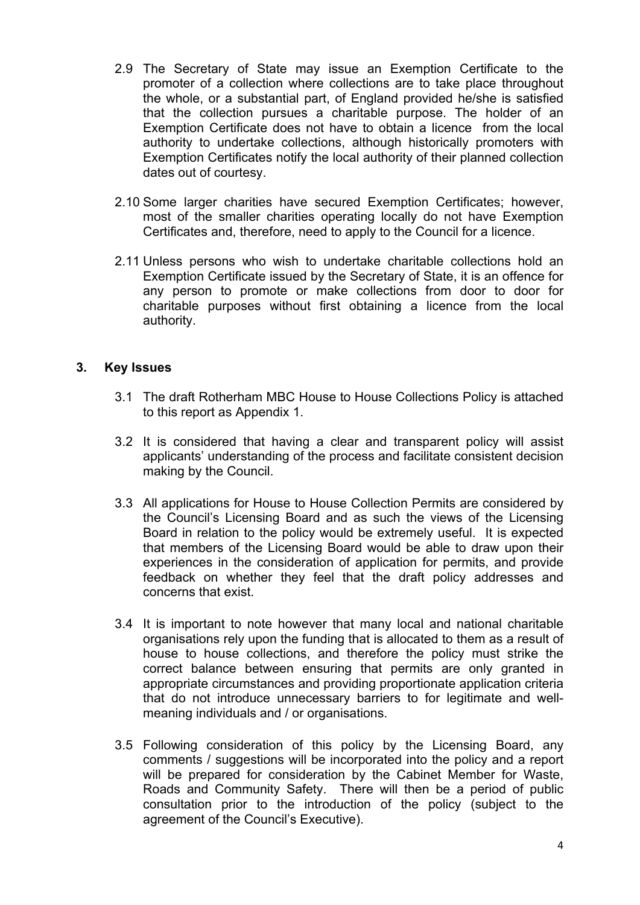2.9 The Secretary of State may issue an Exemption Certificate to the promoter of a collection where collections are to take place throughout the whole, or a substantial part, of England provided he/she is satisfied that the collection pursues a charitable purpose. The holder of an Exemption Certificate does not have to obtain a licence from the local authority to undertake collections, although historically promoters with Exemption Certificates notify the local authority of their planned collection dates out of courtesy.

2.10 Some larger charities have secured Exemption Certificates; however, most of the smaller charities operating locally do not have Exemption Certificates and, therefore, need to apply to the Council for a licence.

2.11 Unless persons who wish to undertake charitable collections hold an Exemption Certificate issued by the Secretary of State, it is an offence for any person to promote or make collections from door to door for charitable purposes without first obtaining a licence from the local authority.

## 3. Key Issues

3.1 The draft Rotherham MBC House to House Collections Policy is attached to this report as Appendix 1.

3.2 It is considered that having a clear and transparent policy will assist applicants' understanding of the process and facilitate consistent decision making by the Council.

3.3 All applications for House to House Collection Permits are considered by the Council's Licensing Board and as such the views of the Licensing Board in relation to the policy would be extremely useful. It is expected that members of the Licensing Board would be able to draw upon their experiences in the consideration of application for permits, and provide feedback on whether they feel that the draft policy addresses and concerns that exist.

3.4 It is important to note however that many local and national charitable organisations rely upon the funding that is allocated to them as a result of house to house collections, and therefore the policy must strike the correct balance between ensuring that permits are only granted in appropriate circumstances and providing proportionate application criteria that do not introduce unnecessary barriers to for legitimate and well-meaning individuals and / or organisations.

3.5 Following consideration of this policy by the Licensing Board, any comments / suggestions will be incorporated into the policy and a report will be prepared for consideration by the Cabinet Member for Waste, Roads and Community Safety. There will then be a period of public consultation prior to the introduction of the policy (subject to the agreement of the Council's Executive).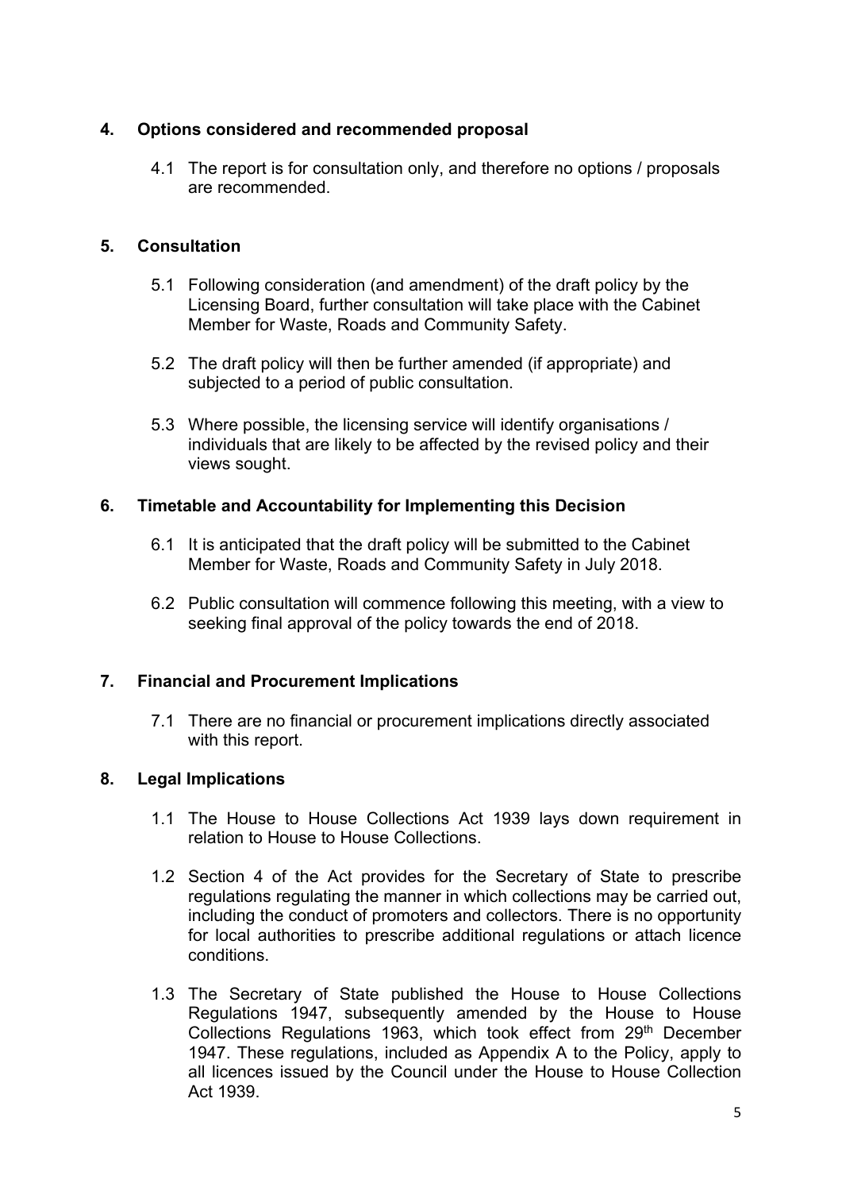## 4. Options considered and recommended proposal

4.1 The report is for consultation only, and therefore no options / proposals are recommended.

## 5. Consultation

5.1 Following consideration (and amendment) of the draft policy by the Licensing Board, further consultation will take place with the Cabinet Member for Waste, Roads and Community Safety.

5.2 The draft policy will then be further amended (if appropriate) and subjected to a period of public consultation.

5.3 Where possible, the licensing service will identify organisations / individuals that are likely to be affected by the revised policy and their views sought.

## 6. Timetable and Accountability for Implementing this Decision

6.1 It is anticipated that the draft policy will be submitted to the Cabinet Member for Waste, Roads and Community Safety in July 2018.

6.2 Public consultation will commence following this meeting, with a view to seeking final approval of the policy towards the end of 2018.

## 7. Financial and Procurement Implications

7.1 There are no financial or procurement implications directly associated with this report.

## 8. Legal Implications

1.1 The House to House Collections Act 1939 lays down requirement in relation to House to House Collections.

1.2 Section 4 of the Act provides for the Secretary of State to prescribe regulations regulating the manner in which collections may be carried out, including the conduct of promoters and collectors. There is no opportunity for local authorities to prescribe additional regulations or attach licence conditions.

1.3 The Secretary of State published the House to House Collections Regulations 1947, subsequently amended by the House to House Collections Regulations 1963, which took effect from 29th December 1947. These regulations, included as Appendix A to the Policy, apply to all licences issued by the Council under the House to House Collection Act 1939.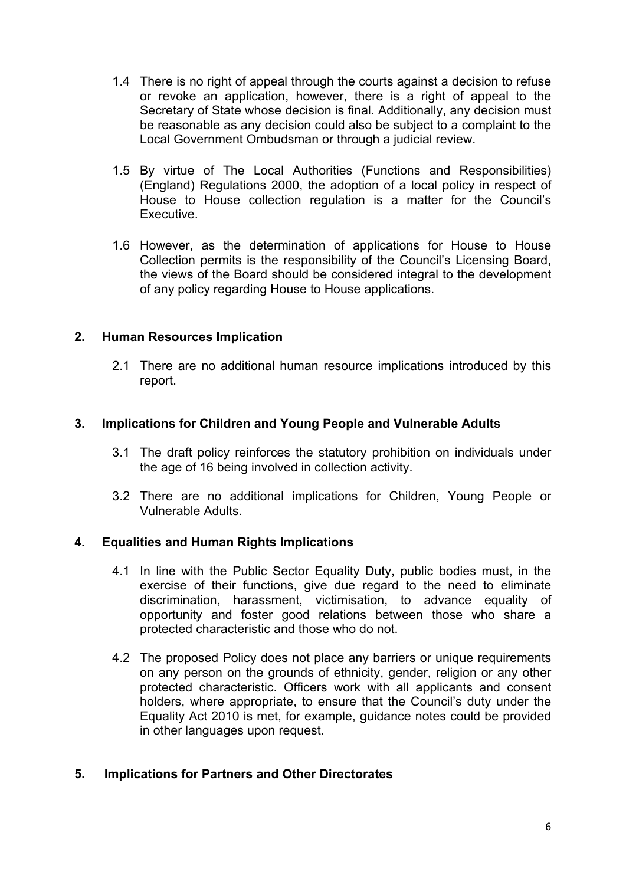1.4 There is no right of appeal through the courts against a decision to refuse or revoke an application, however, there is a right of appeal to the Secretary of State whose decision is final. Additionally, any decision must be reasonable as any decision could also be subject to a complaint to the Local Government Ombudsman or through a judicial review.

1.5 By virtue of The Local Authorities (Functions and Responsibilities) (England) Regulations 2000, the adoption of a local policy in respect of House to House collection regulation is a matter for the Council's Executive.

1.6 However, as the determination of applications for House to House Collection permits is the responsibility of the Council's Licensing Board, the views of the Board should be considered integral to the development of any policy regarding House to House applications.

## 2. Human Resources Implication

2.1 There are no additional human resource implications introduced by this report.

## 3. Implications for Children and Young People and Vulnerable Adults

3.1 The draft policy reinforces the statutory prohibition on individuals under the age of 16 being involved in collection activity.

3.2 There are no additional implications for Children, Young People or Vulnerable Adults.

## 4. Equalities and Human Rights Implications

4.1 In line with the Public Sector Equality Duty, public bodies must, in the exercise of their functions, give due regard to the need to eliminate discrimination, harassment, victimisation, to advance equality of opportunity and foster good relations between those who share a protected characteristic and those who do not.

4.2 The proposed Policy does not place any barriers or unique requirements on any person on the grounds of ethnicity, gender, religion or any other protected characteristic. Officers work with all applicants and consent holders, where appropriate, to ensure that the Council's duty under the Equality Act 2010 is met, for example, guidance notes could be provided in other languages upon request.

## 5. Implications for Partners and Other Directorates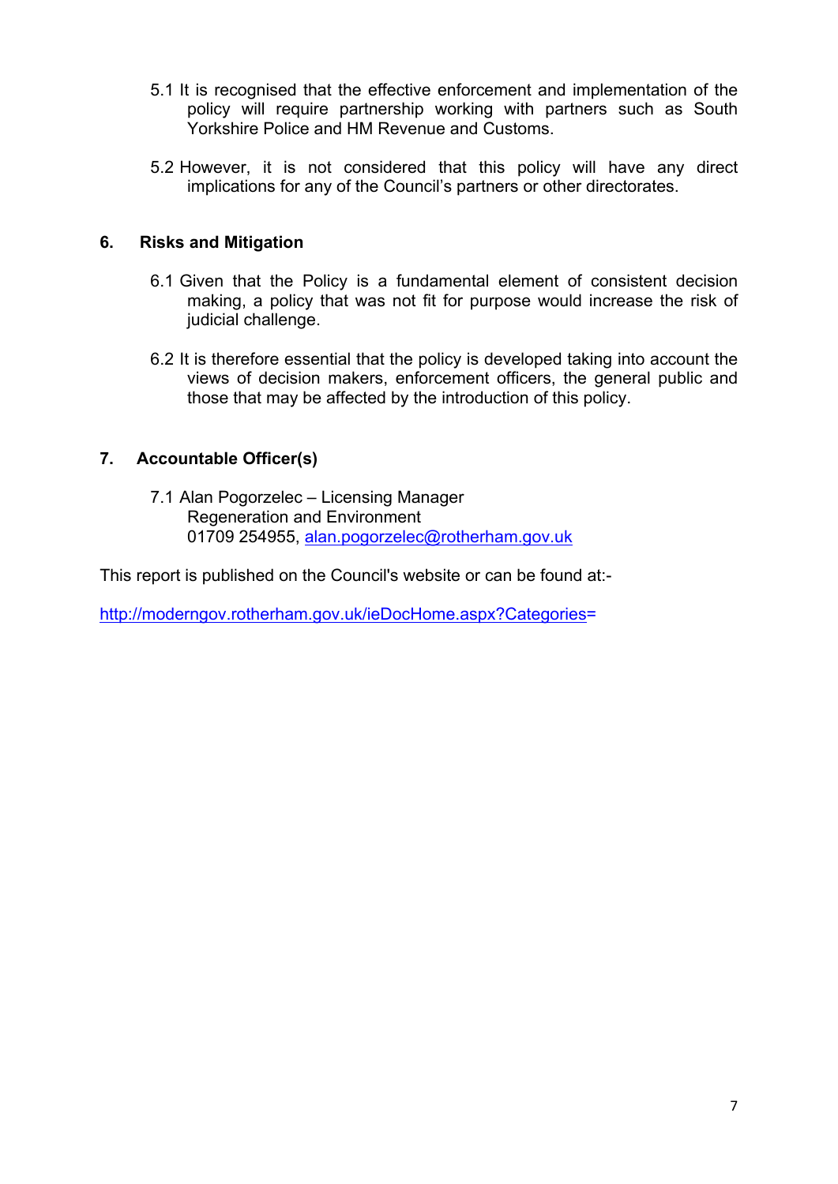5.1 It is recognised that the effective enforcement and implementation of the policy will require partnership working with partners such as South Yorkshire Police and HM Revenue and Customs.

5.2 However, it is not considered that this policy will have any direct implications for any of the Council's partners or other directorates.

## 6. Risks and Mitigation

6.1 Given that the Policy is a fundamental element of consistent decision making, a policy that was not fit for purpose would increase the risk of judicial challenge.

6.2 It is therefore essential that the policy is developed taking into account the views of decision makers, enforcement officers, the general public and those that may be affected by the introduction of this policy.

## 7. Accountable Officer(s)

7.1 Alan Pogorzelec – Licensing Manager
Regeneration and Environment
01709 254955, alan.pogorzelec@rotherham.gov.uk

This report is published on the Council's website or can be found at:-

http://moderngov.rotherham.gov.uk/ieDocHome.aspx?Categories=